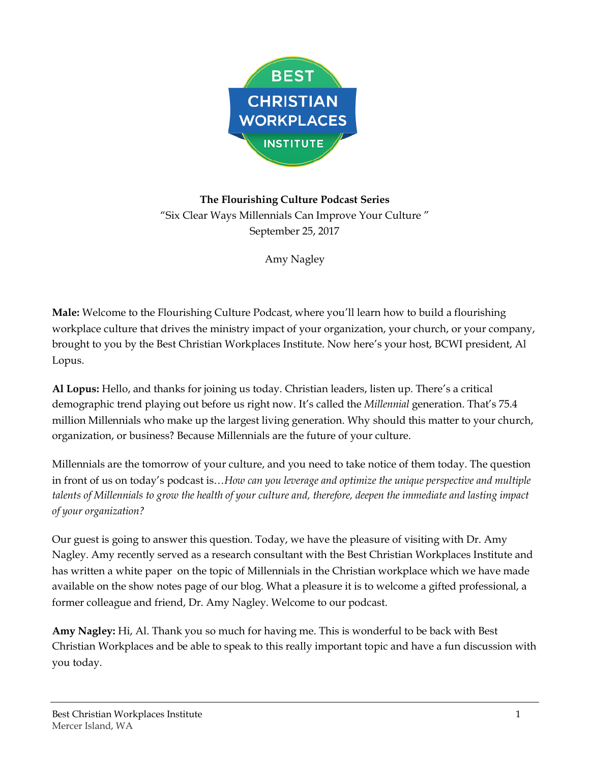**The Flourishing Culture Podcast Series**

"Six Clear Ways Millennials Can Improve Your Culture "

September 25, 2017

Amy Nagley

**Male:** Welcome to the Flourishing Culture Podcast, where you'll learn how to build a flourishing workplace culture that drives the ministry impact of your organization, your church, or your company, brought to you by the Best Christian Workplaces Institute. Now here's your host, BCWI president, Al Lopus.

**Al Lopus:** Hello, and thanks for joining us today. Christian leaders, listen up. There's a critical demographic trend playing out before us right now. It's called the *Millennial* generation. That's 75.4 million Millennials who make up the largest living generation. Why should this matter to your church, organization, or business? Because Millennials are the future of your culture.

Millennials are the tomorrow of your culture, and you need to take notice of them today. The question in front of us on today's podcast is…*How can you leverage and optimize the unique perspective and multiple talents of Millennials to grow the health of your culture and, therefore, deepen the immediate and lasting impact of your organization?*

Our guest is going to answer this question. Today, we have the pleasure of visiting with Dr. Amy Nagley. Amy recently served as a research consultant with the Best Christian Workplaces Institute and has written a white paper on the topic of Millennials in the Christian workplace which we have made available on the show notes page of our blog. What a pleasure it is to welcome a gifted professional, a former colleague and friend, Dr. Amy Nagley. Welcome to our podcast.

**Amy Nagley:** Hi, Al. Thank you so much for having me. This is wonderful to be back with Best Christian Workplaces and be able to speak to this really important topic and have a fun discussion with you today.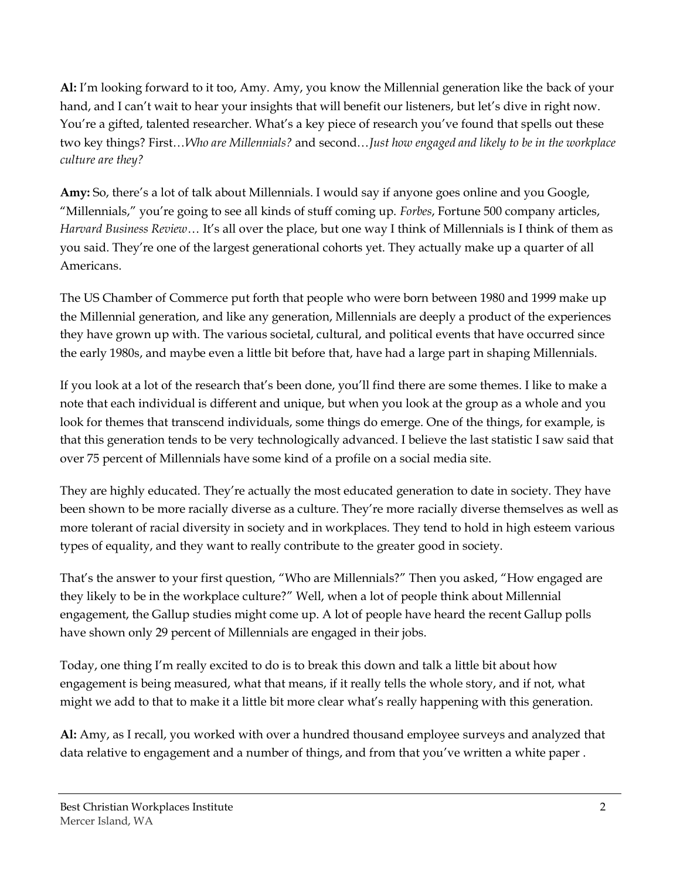**Al:** I'm looking forward to it too, Amy. Amy, you know the Millennial generation like the back of your hand, and I can't wait to hear your insights that will benefit our listeners, but let's dive in right now. You're a gifted, talented researcher. What's a key piece of research you've found that spells out these two key things? First…*Who are Millennials?* and second…*Just how engaged and likely to be in the workplace culture are they?*

**Amy:** So, there's a lot of talk about Millennials. I would say if anyone goes online and you Google, "Millennials," you're going to see all kinds of stuff coming up. *Forbes*, Fortune 500 company articles, *Harvard Business Review*… It's all over the place, but one way I think of Millennials is I think of them as you said. They're one of the largest generational cohorts yet. They actually make up a quarter of all Americans.

The US Chamber of Commerce put forth that people who were born between 1980 and 1999 make up the Millennial generation, and like any generation, Millennials are deeply a product of the experiences they have grown up with. The various societal, cultural, and political events that have occurred since the early 1980s, and maybe even a little bit before that, have had a large part in shaping Millennials.

If you look at a lot of the research that's been done, you'll find there are some themes. I like to make a note that each individual is different and unique, but when you look at the group as a whole and you look for themes that transcend individuals, some things do emerge. One of the things, for example, is that this generation tends to be very technologically advanced. I believe the last statistic I saw said that over 75 percent of Millennials have some kind of a profile on a social media site.

They are highly educated. They're actually the most educated generation to date in society. They have been shown to be more racially diverse as a culture. They're more racially diverse themselves as well as more tolerant of racial diversity in society and in workplaces. They tend to hold in high esteem various types of equality, and they want to really contribute to the greater good in society.

That's the answer to your first question, "Who are Millennials?" Then you asked, "How engaged are they likely to be in the workplace culture?" Well, when a lot of people think about Millennial engagement, the Gallup studies might come up. A lot of people have heard the recent Gallup polls have shown only 29 percent of Millennials are engaged in their jobs.

Today, one thing I'm really excited to do is to break this down and talk a little bit about how engagement is being measured, what that means, if it really tells the whole story, and if not, what might we add to that to make it a little bit more clear what's really happening with this generation.

**Al:** Amy, as I recall, you worked with over a hundred thousand employee surveys and analyzed that data relative to engagement and a number of things, and from that you've written a white paper .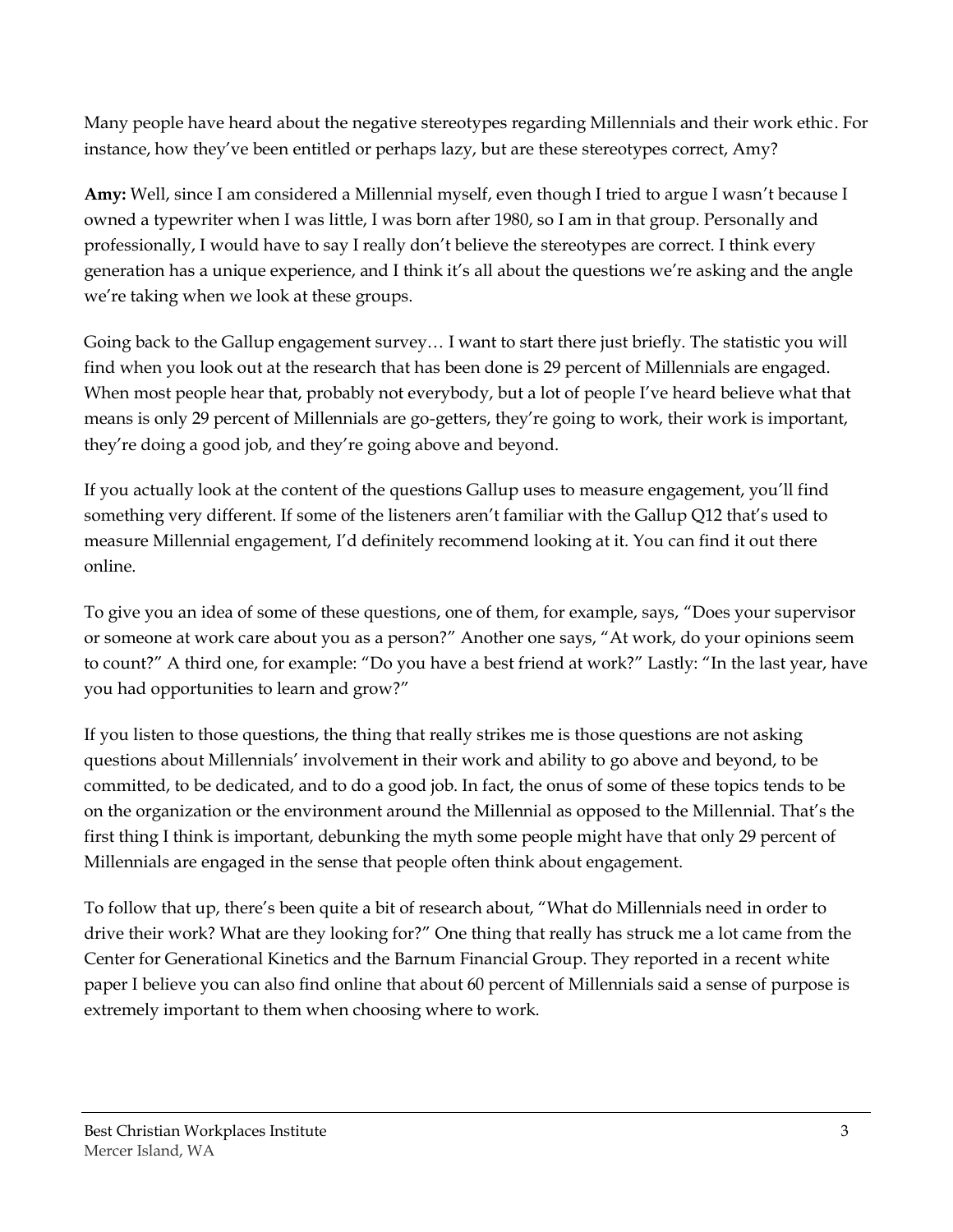Many people have heard about the negative stereotypes regarding Millennials and their work ethic. For instance, how they've been entitled or perhaps lazy, but are these stereotypes correct, Amy?

**Amy:** Well, since I am considered a Millennial myself, even though I tried to argue I wasn't because I owned a typewriter when I was little, I was born after 1980, so I am in that group. Personally and professionally, I would have to say I really don't believe the stereotypes are correct. I think every generation has a unique experience, and I think it's all about the questions we're asking and the angle we're taking when we look at these groups.

Going back to the Gallup engagement survey… I want to start there just briefly. The statistic you will find when you look out at the research that has been done is 29 percent of Millennials are engaged. When most people hear that, probably not everybody, but a lot of people I've heard believe what that means is only 29 percent of Millennials are go-getters, they're going to work, their work is important, they're doing a good job, and they're going above and beyond.

If you actually look at the content of the questions Gallup uses to measure engagement, you'll find something very different. If some of the listeners aren't familiar with the Gallup Q12 that's used to measure Millennial engagement, I'd definitely recommend looking at it. You can find it out there online.

To give you an idea of some of these questions, one of them, for example, says, "Does your supervisor or someone at work care about you as a person?" Another one says, "At work, do your opinions seem to count?" A third one, for example: "Do you have a best friend at work?" Lastly: "In the last year, have you had opportunities to learn and grow?"

If you listen to those questions, the thing that really strikes me is those questions are not asking questions about Millennials' involvement in their work and ability to go above and beyond, to be committed, to be dedicated, and to do a good job. In fact, the onus of some of these topics tends to be on the organization or the environment around the Millennial as opposed to the Millennial. That's the first thing I think is important, debunking the myth some people might have that only 29 percent of Millennials are engaged in the sense that people often think about engagement.

To follow that up, there's been quite a bit of research about, "What do Millennials need in order to drive their work? What are they looking for?" One thing that really has struck me a lot came from the Center for Generational Kinetics and the Barnum Financial Group. They reported in a recent white paper I believe you can also find online that about 60 percent of Millennials said a sense of purpose is extremely important to them when choosing where to work.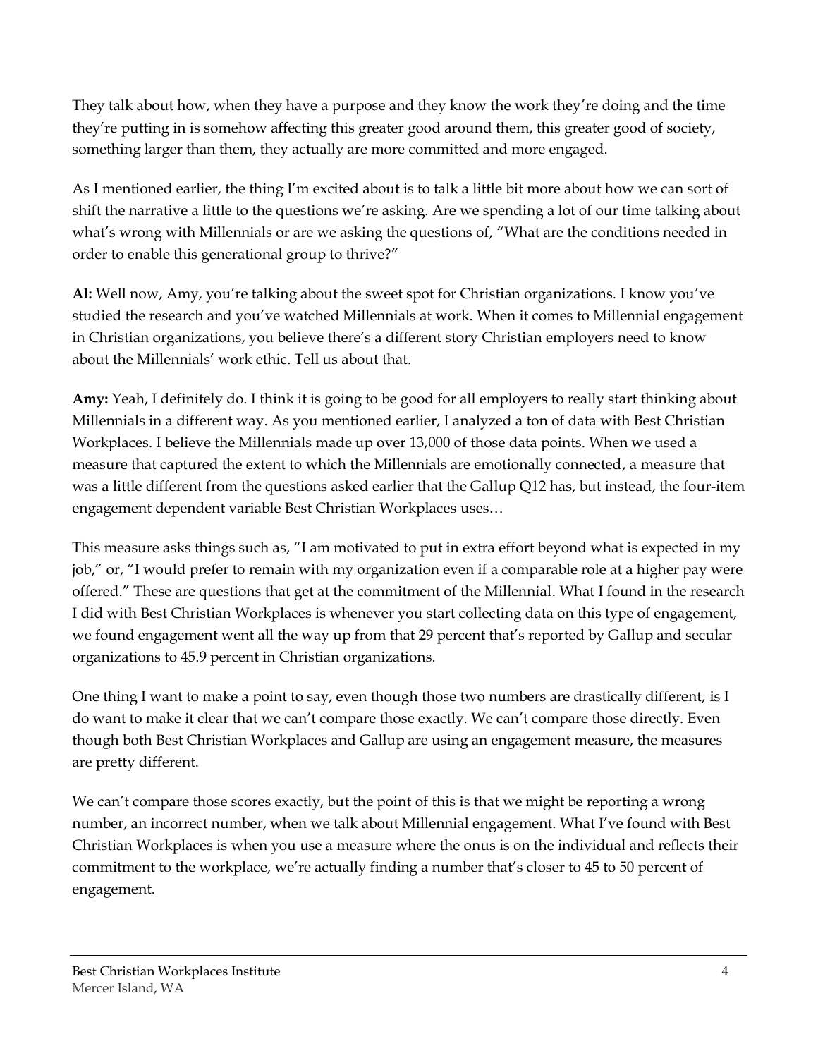They talk about how, when they have a purpose and they know the work they're doing and the time they're putting in is somehow affecting this greater good around them, this greater good of society, something larger than them, they actually are more committed and more engaged.

As I mentioned earlier, the thing I'm excited about is to talk a little bit more about how we can sort of shift the narrative a little to the questions we're asking. Are we spending a lot of our time talking about what's wrong with Millennials or are we asking the questions of, "What are the conditions needed in order to enable this generational group to thrive?"

**Al:** Well now, Amy, you're talking about the sweet spot for Christian organizations. I know you've studied the research and you've watched Millennials at work. When it comes to Millennial engagement in Christian organizations, you believe there's a different story Christian employers need to know about the Millennials' work ethic. Tell us about that.

**Amy:** Yeah, I definitely do. I think it is going to be good for all employers to really start thinking about Millennials in a different way. As you mentioned earlier, I analyzed a ton of data with Best Christian Workplaces. I believe the Millennials made up over 13,000 of those data points. When we used a measure that captured the extent to which the Millennials are emotionally connected, a measure that was a little different from the questions asked earlier that the Gallup Q12 has, but instead, the four-item engagement dependent variable Best Christian Workplaces uses…

This measure asks things such as, "I am motivated to put in extra effort beyond what is expected in my job," or, "I would prefer to remain with my organization even if a comparable role at a higher pay were offered." These are questions that get at the commitment of the Millennial. What I found in the research I did with Best Christian Workplaces is whenever you start collecting data on this type of engagement, we found engagement went all the way up from that 29 percent that's reported by Gallup and secular organizations to 45.9 percent in Christian organizations.

One thing I want to make a point to say, even though those two numbers are drastically different, is I do want to make it clear that we can't compare those exactly. We can't compare those directly. Even though both Best Christian Workplaces and Gallup are using an engagement measure, the measures are pretty different.

We can't compare those scores exactly, but the point of this is that we might be reporting a wrong number, an incorrect number, when we talk about Millennial engagement. What I've found with Best Christian Workplaces is when you use a measure where the onus is on the individual and reflects their commitment to the workplace, we're actually finding a number that's closer to 45 to 50 percent of engagement.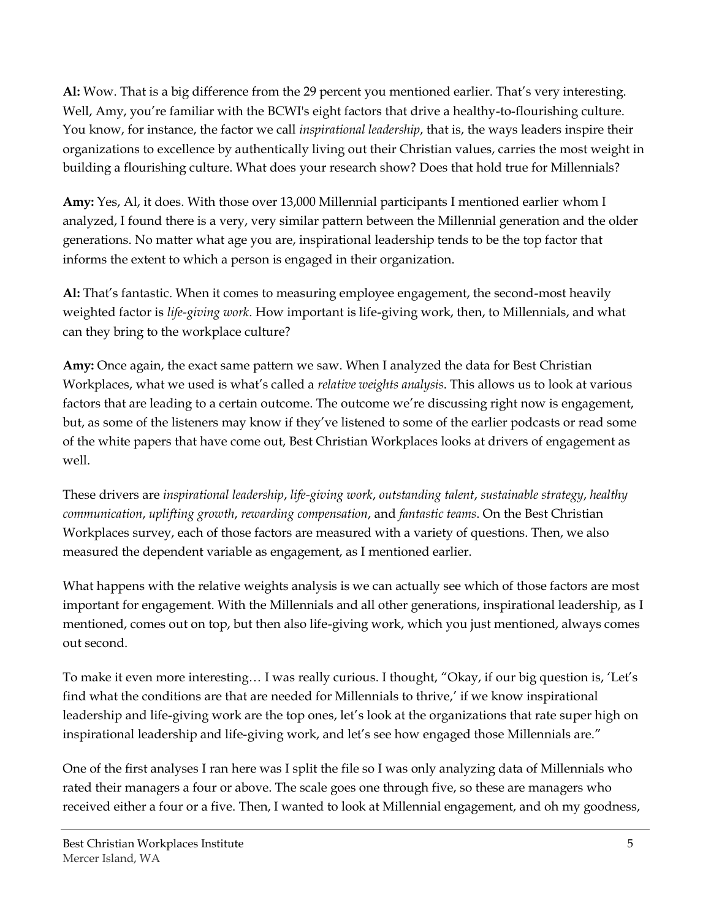**Al:** Wow. That is a big difference from the 29 percent you mentioned earlier. That's very interesting. Well, Amy, you're familiar with the BCWI's eight factors that drive a healthy-to-flourishing culture. You know, for instance, the factor we call *inspirational leadership*, that is, the ways leaders inspire their organizations to excellence by authentically living out their Christian values, carries the most weight in building a flourishing culture. What does your research show? Does that hold true for Millennials?

**Amy:** Yes, Al, it does. With those over 13,000 Millennial participants I mentioned earlier whom I analyzed, I found there is a very, very similar pattern between the Millennial generation and the older generations. No matter what age you are, inspirational leadership tends to be the top factor that informs the extent to which a person is engaged in their organization.

**Al:** That's fantastic. When it comes to measuring employee engagement, the second-most heavily weighted factor is *life-giving work*. How important is life-giving work, then, to Millennials, and what can they bring to the workplace culture?

**Amy:** Once again, the exact same pattern we saw. When I analyzed the data for Best Christian Workplaces, what we used is what's called a *relative weights analysis*. This allows us to look at various factors that are leading to a certain outcome. The outcome we're discussing right now is engagement, but, as some of the listeners may know if they've listened to some of the earlier podcasts or read some of the white papers that have come out, Best Christian Workplaces looks at drivers of engagement as well.

These drivers are *inspirational leadership*, *life-giving work*, *outstanding talent*, *sustainable strategy*, *healthy communication*, *uplifting growth*, *rewarding compensation*, and *fantastic teams*. On the Best Christian Workplaces survey, each of those factors are measured with a variety of questions. Then, we also measured the dependent variable as engagement, as I mentioned earlier.

What happens with the relative weights analysis is we can actually see which of those factors are most important for engagement. With the Millennials and all other generations, inspirational leadership, as I mentioned, comes out on top, but then also life-giving work, which you just mentioned, always comes out second.

To make it even more interesting… I was really curious. I thought, "Okay, if our big question is, 'Let's find what the conditions are that are needed for Millennials to thrive,' if we know inspirational leadership and life-giving work are the top ones, let's look at the organizations that rate super high on inspirational leadership and life-giving work, and let's see how engaged those Millennials are."

One of the first analyses I ran here was I split the file so I was only analyzing data of Millennials who rated their managers a four or above. The scale goes one through five, so these are managers who received either a four or a five. Then, I wanted to look at Millennial engagement, and oh my goodness,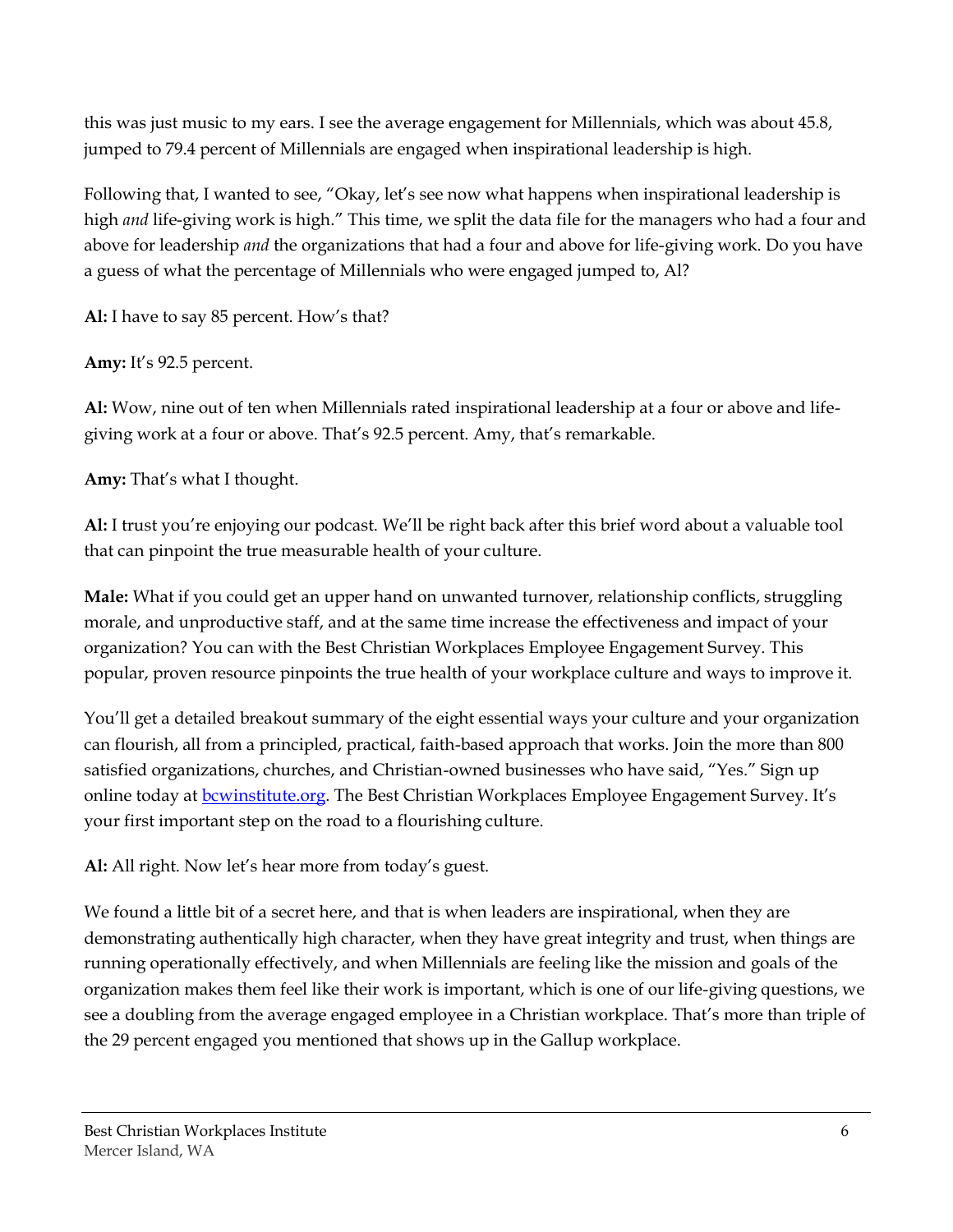this was just music to my ears. I see the average engagement for Millennials, which was about 45.8, jumped to 79.4 percent of Millennials are engaged when inspirational leadership is high.

Following that, I wanted to see, "Okay, let's see now what happens when inspirational leadership is high *and* life-giving work is high." This time, we split the data file for the managers who had a four and above for leadership *and* the organizations that had a four and above for life-giving work. Do you have a guess of what the percentage of Millennials who were engaged jumped to, Al?

**Al:** I have to say 85 percent. How's that?

**Amy:** It's 92.5 percent.

**Al:** Wow, nine out of ten when Millennials rated inspirational leadership at a four or above and life-giving work at a four or above. That's 92.5 percent. Amy, that's remarkable.

**Amy:** That's what I thought.

**Al:** I trust you're enjoying our podcast. We'll be right back after this brief word about a valuable tool that can pinpoint the true measurable health of your culture.

**Male:** What if you could get an upper hand on unwanted turnover, relationship conflicts, struggling morale, and unproductive staff, and at the same time increase the effectiveness and impact of your organization? You can with the Best Christian Workplaces Employee Engagement Survey. This popular, proven resource pinpoints the true health of your workplace culture and ways to improve it.

You'll get a detailed breakout summary of the eight essential ways your culture and your organization can flourish, all from a principled, practical, faith-based approach that works. Join the more than 800 satisfied organizations, churches, and Christian-owned businesses who have said, "Yes." Sign up online today at [bcwinstitute.org](bcwinstitute.org). The Best Christian Workplaces Employee Engagement Survey. It's your first important step on the road to a flourishing culture.

**Al:** All right. Now let's hear more from today's guest.

We found a little bit of a secret here, and that is when leaders are inspirational, when they are demonstrating authentically high character, when they have great integrity and trust, when things are running operationally effectively, and when Millennials are feeling like the mission and goals of the organization makes them feel like their work is important, which is one of our life-giving questions, we see a doubling from the average engaged employee in a Christian workplace. That's more than triple of the 29 percent engaged you mentioned that shows up in the Gallup workplace.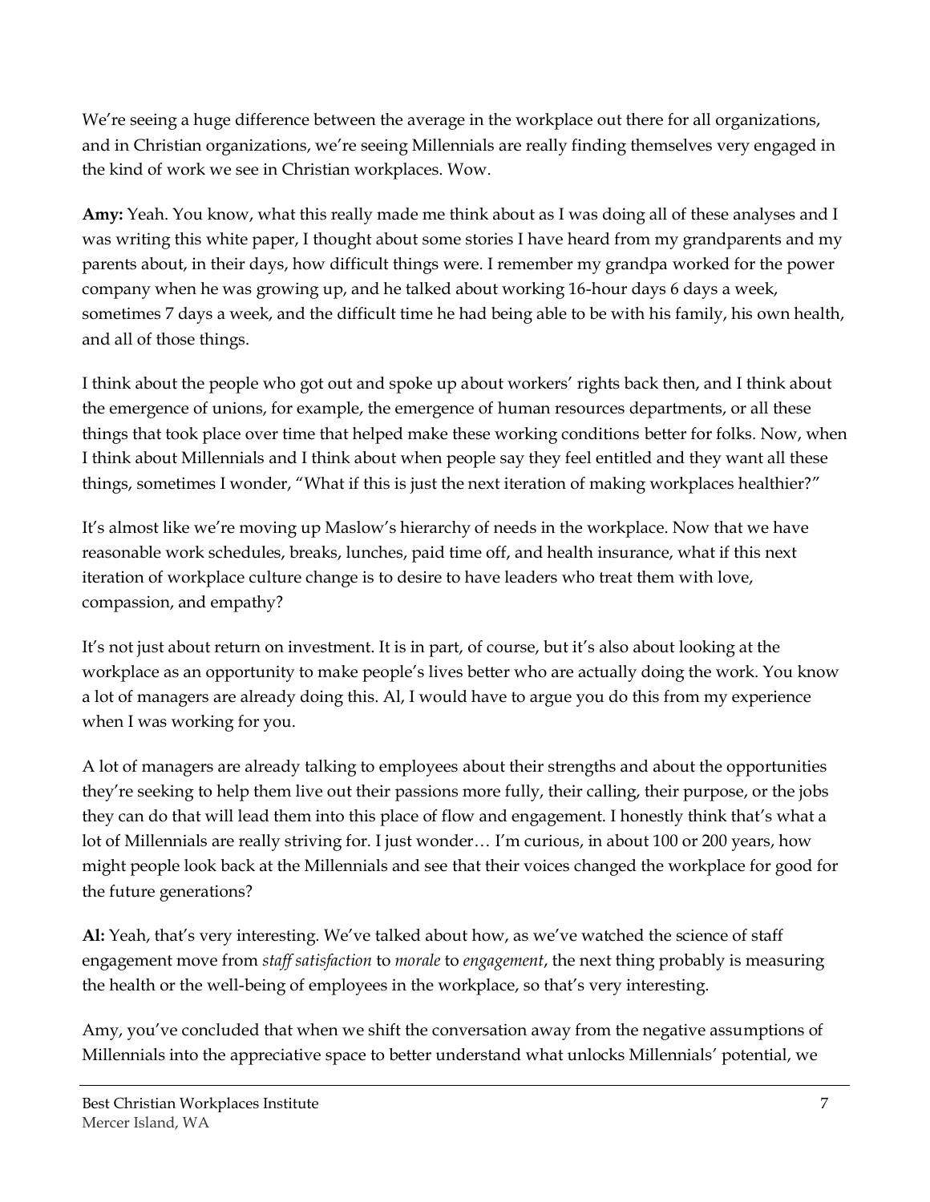We're seeing a huge difference between the average in the workplace out there for all organizations, and in Christian organizations, we're seeing Millennials are really finding themselves very engaged in the kind of work we see in Christian workplaces. Wow.

**Amy:** Yeah. You know, what this really made me think about as I was doing all of these analyses and I was writing this white paper, I thought about some stories I have heard from my grandparents and my parents about, in their days, how difficult things were. I remember my grandpa worked for the power company when he was growing up, and he talked about working 16-hour days 6 days a week, sometimes 7 days a week, and the difficult time he had being able to be with his family, his own health, and all of those things.

I think about the people who got out and spoke up about workers' rights back then, and I think about the emergence of unions, for example, the emergence of human resources departments, or all these things that took place over time that helped make these working conditions better for folks. Now, when I think about Millennials and I think about when people say they feel entitled and they want all these things, sometimes I wonder, "What if this is just the next iteration of making workplaces healthier?"

It's almost like we're moving up Maslow's hierarchy of needs in the workplace. Now that we have reasonable work schedules, breaks, lunches, paid time off, and health insurance, what if this next iteration of workplace culture change is to desire to have leaders who treat them with love, compassion, and empathy?

It's not just about return on investment. It is in part, of course, but it's also about looking at the workplace as an opportunity to make people's lives better who are actually doing the work. You know a lot of managers are already doing this. Al, I would have to argue you do this from my experience when I was working for you.

A lot of managers are already talking to employees about their strengths and about the opportunities they're seeking to help them live out their passions more fully, their calling, their purpose, or the jobs they can do that will lead them into this place of flow and engagement. I honestly think that's what a lot of Millennials are really striving for. I just wonder… I'm curious, in about 100 or 200 years, how might people look back at the Millennials and see that their voices changed the workplace for good for the future generations?

**Al:** Yeah, that's very interesting. We've talked about how, as we've watched the science of staff engagement move from *staff satisfaction* to *morale* to *engagement*, the next thing probably is measuring the health or the well-being of employees in the workplace, so that's very interesting.

Amy, you've concluded that when we shift the conversation away from the negative assumptions of Millennials into the appreciative space to better understand what unlocks Millennials' potential, we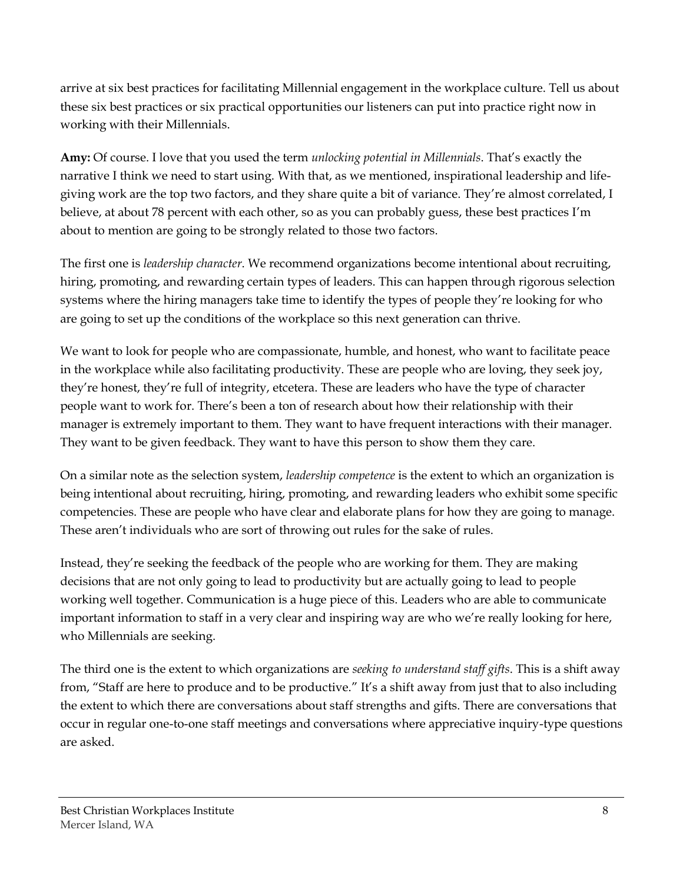arrive at six best practices for facilitating Millennial engagement in the workplace culture. Tell us about these six best practices or six practical opportunities our listeners can put into practice right now in working with their Millennials.

**Amy:** Of course. I love that you used the term *unlocking potential in Millennials*. That's exactly the narrative I think we need to start using. With that, as we mentioned, inspirational leadership and life-giving work are the top two factors, and they share quite a bit of variance. They're almost correlated, I believe, at about 78 percent with each other, so as you can probably guess, these best practices I'm about to mention are going to be strongly related to those two factors.

The first one is *leadership character*. We recommend organizations become intentional about recruiting, hiring, promoting, and rewarding certain types of leaders. This can happen through rigorous selection systems where the hiring managers take time to identify the types of people they're looking for who are going to set up the conditions of the workplace so this next generation can thrive.

We want to look for people who are compassionate, humble, and honest, who want to facilitate peace in the workplace while also facilitating productivity. These are people who are loving, they seek joy, they're honest, they're full of integrity, etcetera. These are leaders who have the type of character people want to work for. There's been a ton of research about how their relationship with their manager is extremely important to them. They want to have frequent interactions with their manager. They want to be given feedback. They want to have this person to show them they care.

On a similar note as the selection system, *leadership competence* is the extent to which an organization is being intentional about recruiting, hiring, promoting, and rewarding leaders who exhibit some specific competencies. These are people who have clear and elaborate plans for how they are going to manage. These aren't individuals who are sort of throwing out rules for the sake of rules.

Instead, they're seeking the feedback of the people who are working for them. They are making decisions that are not only going to lead to productivity but are actually going to lead to people working well together. Communication is a huge piece of this. Leaders who are able to communicate important information to staff in a very clear and inspiring way are who we're really looking for here, who Millennials are seeking.

The third one is the extent to which organizations are *seeking to understand staff gifts*. This is a shift away from, "Staff are here to produce and to be productive." It's a shift away from just that to also including the extent to which there are conversations about staff strengths and gifts. There are conversations that occur in regular one-to-one staff meetings and conversations where appreciative inquiry-type questions are asked.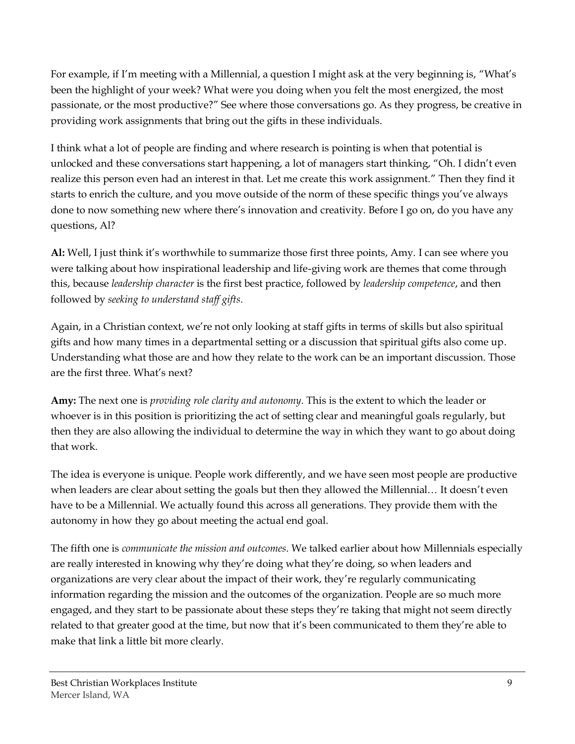For example, if I'm meeting with a Millennial, a question I might ask at the very beginning is, "What's been the highlight of your week? What were you doing when you felt the most energized, the most passionate, or the most productive?" See where those conversations go. As they progress, be creative in providing work assignments that bring out the gifts in these individuals.

I think what a lot of people are finding and where research is pointing is when that potential is unlocked and these conversations start happening, a lot of managers start thinking, "Oh. I didn't even realize this person even had an interest in that. Let me create this work assignment." Then they find it starts to enrich the culture, and you move outside of the norm of these specific things you've always done to now something new where there's innovation and creativity. Before I go on, do you have any questions, Al?

**Al:** Well, I just think it's worthwhile to summarize those first three points, Amy. I can see where you were talking about how inspirational leadership and life-giving work are themes that come through this, because *leadership character* is the first best practice, followed by *leadership competence*, and then followed by *seeking to understand staff gifts*.

Again, in a Christian context, we're not only looking at staff gifts in terms of skills but also spiritual gifts and how many times in a departmental setting or a discussion that spiritual gifts also come up. Understanding what those are and how they relate to the work can be an important discussion. Those are the first three. What's next?

**Amy:** The next one is *providing role clarity and autonomy*. This is the extent to which the leader or whoever is in this position is prioritizing the act of setting clear and meaningful goals regularly, but then they are also allowing the individual to determine the way in which they want to go about doing that work.

The idea is everyone is unique. People work differently, and we have seen most people are productive when leaders are clear about setting the goals but then they allowed the Millennial… It doesn't even have to be a Millennial. We actually found this across all generations. They provide them with the autonomy in how they go about meeting the actual end goal.

The fifth one is *communicate the mission and outcomes*. We talked earlier about how Millennials especially are really interested in knowing why they're doing what they're doing, so when leaders and organizations are very clear about the impact of their work, they're regularly communicating information regarding the mission and the outcomes of the organization. People are so much more engaged, and they start to be passionate about these steps they're taking that might not seem directly related to that greater good at the time, but now that it's been communicated to them they're able to make that link a little bit more clearly.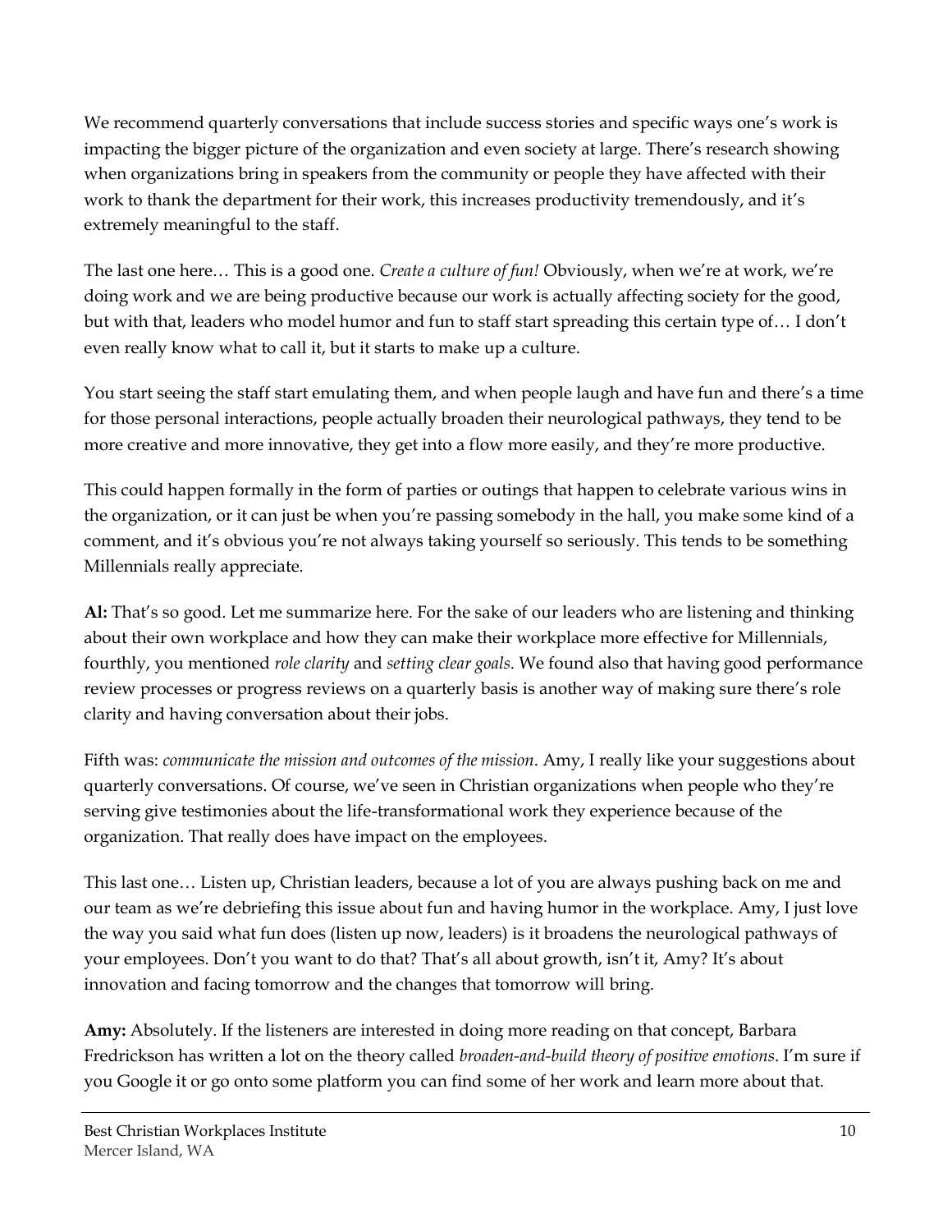We recommend quarterly conversations that include success stories and specific ways one's work is impacting the bigger picture of the organization and even society at large. There's research showing when organizations bring in speakers from the community or people they have affected with their work to thank the department for their work, this increases productivity tremendously, and it's extremely meaningful to the staff.

The last one here… This is a good one. *Create a culture of fun!* Obviously, when we're at work, we're doing work and we are being productive because our work is actually affecting society for the good, but with that, leaders who model humor and fun to staff start spreading this certain type of… I don't even really know what to call it, but it starts to make up a culture.

You start seeing the staff start emulating them, and when people laugh and have fun and there's a time for those personal interactions, people actually broaden their neurological pathways, they tend to be more creative and more innovative, they get into a flow more easily, and they're more productive.

This could happen formally in the form of parties or outings that happen to celebrate various wins in the organization, or it can just be when you're passing somebody in the hall, you make some kind of a comment, and it's obvious you're not always taking yourself so seriously. This tends to be something Millennials really appreciate.

**Al:** That's so good. Let me summarize here. For the sake of our leaders who are listening and thinking about their own workplace and how they can make their workplace more effective for Millennials, fourthly, you mentioned *role clarity* and *setting clear goals*. We found also that having good performance review processes or progress reviews on a quarterly basis is another way of making sure there's role clarity and having conversation about their jobs.

Fifth was: *communicate the mission and outcomes of the mission*. Amy, I really like your suggestions about quarterly conversations. Of course, we've seen in Christian organizations when people who they're serving give testimonies about the life-transformational work they experience because of the organization. That really does have impact on the employees.

This last one… Listen up, Christian leaders, because a lot of you are always pushing back on me and our team as we're debriefing this issue about fun and having humor in the workplace. Amy, I just love the way you said what fun does (listen up now, leaders) is it broadens the neurological pathways of your employees. Don't you want to do that? That's all about growth, isn't it, Amy? It's about innovation and facing tomorrow and the changes that tomorrow will bring.

**Amy:** Absolutely. If the listeners are interested in doing more reading on that concept, Barbara Fredrickson has written a lot on the theory called *broaden-and-build theory of positive emotions*. I'm sure if you Google it or go onto some platform you can find some of her work and learn more about that.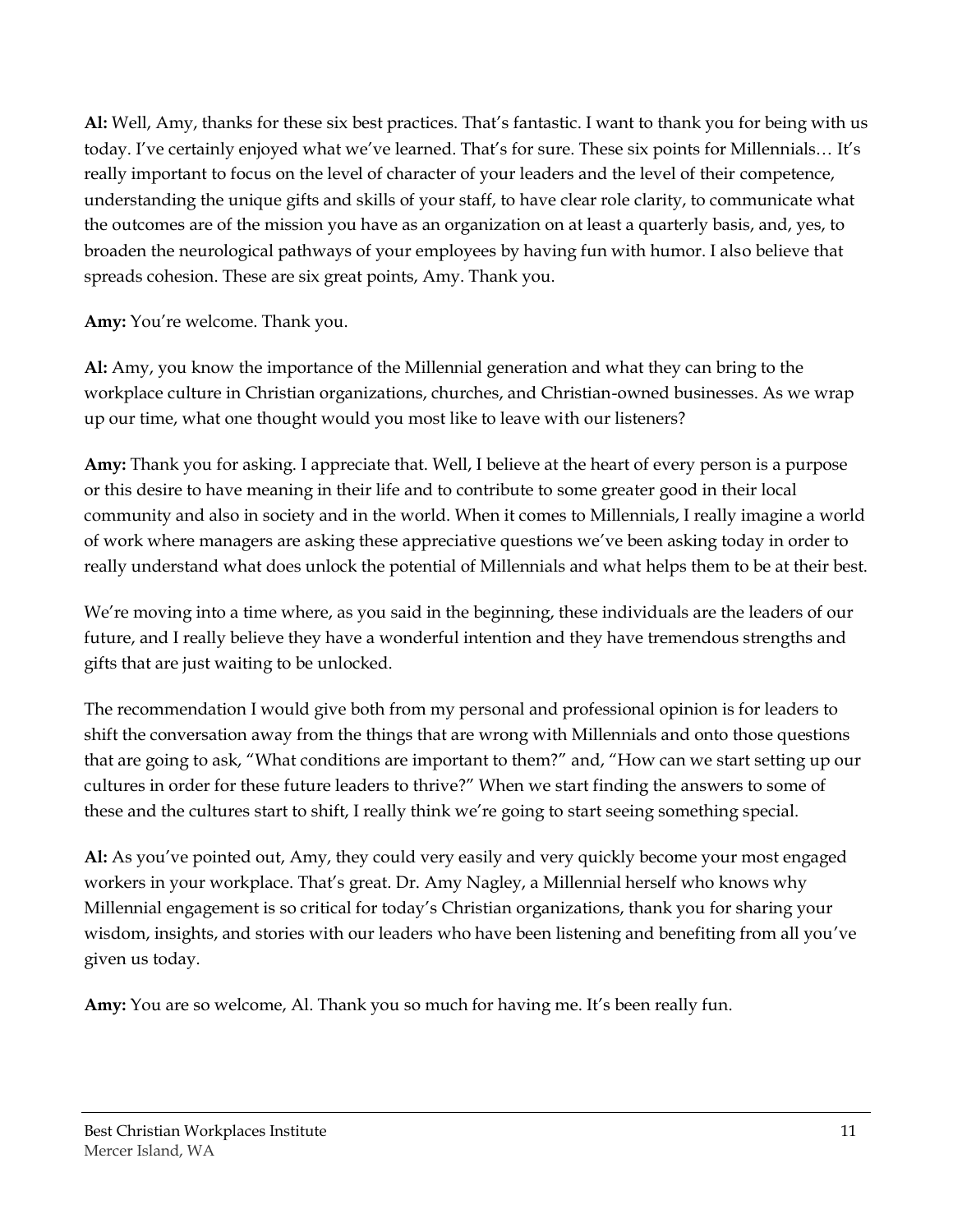**Al:** Well, Amy, thanks for these six best practices. That's fantastic. I want to thank you for being with us today. I've certainly enjoyed what we've learned. That's for sure. These six points for Millennials… It's really important to focus on the level of character of your leaders and the level of their competence, understanding the unique gifts and skills of your staff, to have clear role clarity, to communicate what the outcomes are of the mission you have as an organization on at least a quarterly basis, and, yes, to broaden the neurological pathways of your employees by having fun with humor. I also believe that spreads cohesion. These are six great points, Amy. Thank you.

**Amy:** You're welcome. Thank you.

**Al:** Amy, you know the importance of the Millennial generation and what they can bring to the workplace culture in Christian organizations, churches, and Christian-owned businesses. As we wrap up our time, what one thought would you most like to leave with our listeners?

**Amy:** Thank you for asking. I appreciate that. Well, I believe at the heart of every person is a purpose or this desire to have meaning in their life and to contribute to some greater good in their local community and also in society and in the world. When it comes to Millennials, I really imagine a world of work where managers are asking these appreciative questions we've been asking today in order to really understand what does unlock the potential of Millennials and what helps them to be at their best.

We're moving into a time where, as you said in the beginning, these individuals are the leaders of our future, and I really believe they have a wonderful intention and they have tremendous strengths and gifts that are just waiting to be unlocked.

The recommendation I would give both from my personal and professional opinion is for leaders to shift the conversation away from the things that are wrong with Millennials and onto those questions that are going to ask, "What conditions are important to them?" and, "How can we start setting up our cultures in order for these future leaders to thrive?" When we start finding the answers to some of these and the cultures start to shift, I really think we're going to start seeing something special.

**Al:** As you've pointed out, Amy, they could very easily and very quickly become your most engaged workers in your workplace. That's great. Dr. Amy Nagley, a Millennial herself who knows why Millennial engagement is so critical for today's Christian organizations, thank you for sharing your wisdom, insights, and stories with our leaders who have been listening and benefiting from all you've given us today.

**Amy:** You are so welcome, Al. Thank you so much for having me. It's been really fun.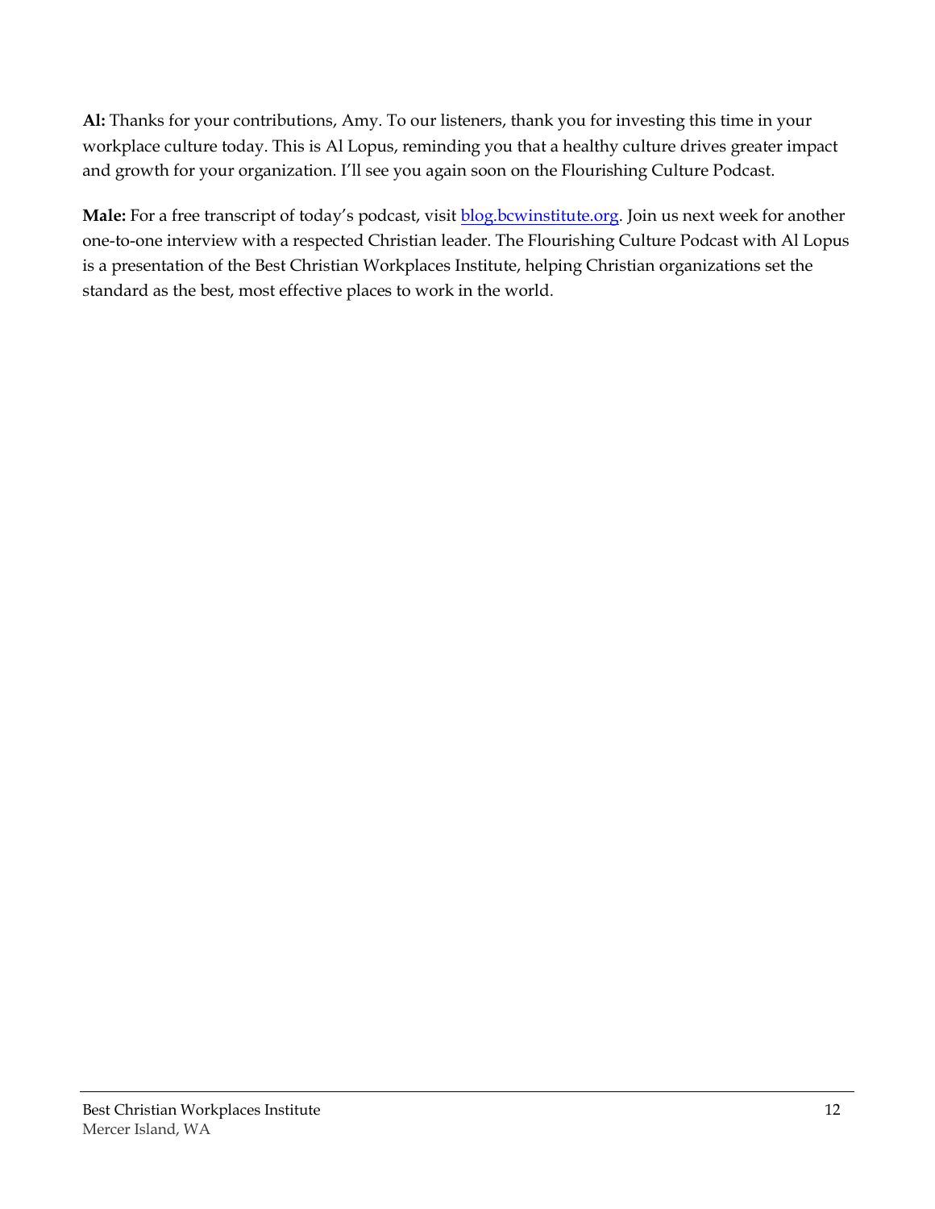**Al:** Thanks for your contributions, Amy. To our listeners, thank you for investing this time in your workplace culture today. This is Al Lopus, reminding you that a healthy culture drives greater impact and growth for your organization. I'll see you again soon on the Flourishing Culture Podcast.

**Male:** For a free transcript of today's podcast, visit [blog.bcwinstitute.org](blog.bcwinstitute.org). Join us next week for another one-to-one interview with a respected Christian leader. The Flourishing Culture Podcast with Al Lopus is a presentation of the Best Christian Workplaces Institute, helping Christian organizations set the standard as the best, most effective places to work in the world.